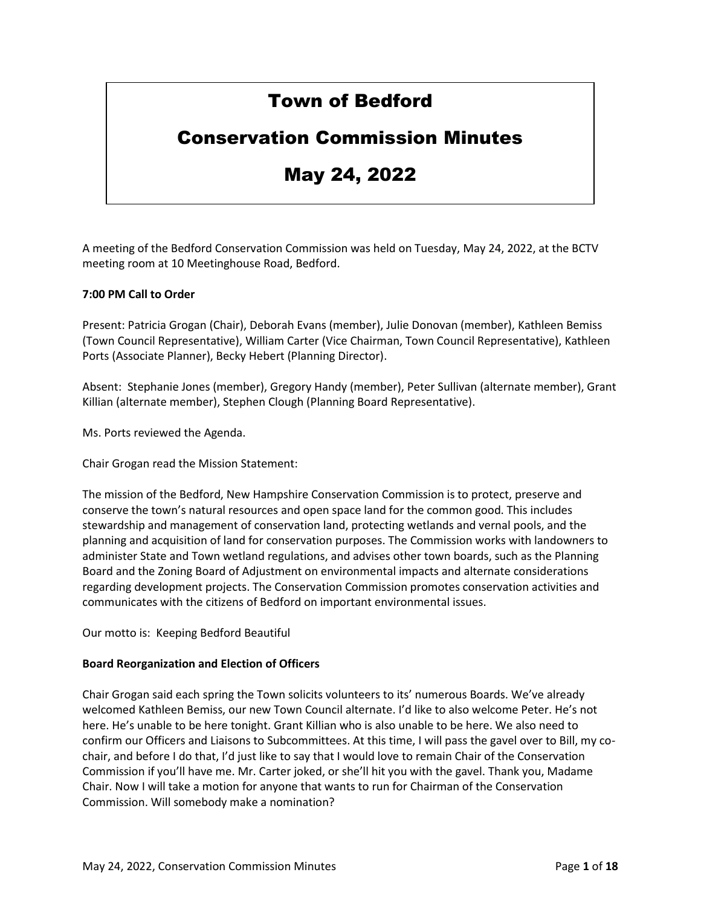# Town of Bedford

# Conservation Commission Minutes

# May 24, 2022

A meeting of the Bedford Conservation Commission was held on Tuesday, May 24, 2022, at the BCTV meeting room at 10 Meetinghouse Road, Bedford.

**7:00 PM Call to Order**

Present: Patricia Grogan (Chair), Deborah Evans (member), Julie Donovan (member), Kathleen Bemiss (Town Council Representative), William Carter (Vice Chairman, Town Council Representative), Kathleen Ports (Associate Planner), Becky Hebert (Planning Director).

Absent: Stephanie Jones (member), Gregory Handy (member), Peter Sullivan (alternate member), Grant Killian (alternate member), Stephen Clough (Planning Board Representative).

Ms. Ports reviewed the Agenda.

Chair Grogan read the Mission Statement:

The mission of the Bedford, New Hampshire Conservation Commission is to protect, preserve and conserve the town's natural resources and open space land for the common good. This includes stewardship and management of conservation land, protecting wetlands and vernal pools, and the planning and acquisition of land for conservation purposes. The Commission works with landowners to administer State and Town wetland regulations, and advises other town boards, such as the Planning Board and the Zoning Board of Adjustment on environmental impacts and alternate considerations regarding development projects. The Conservation Commission promotes conservation activities and communicates with the citizens of Bedford on important environmental issues.

Our motto is: Keeping Bedford Beautiful

**Board Reorganization and Election of Officers**

Chair Grogan said each spring the Town solicits volunteers to its' numerous Boards. We've already welcomed Kathleen Bemiss, our new Town Council alternate. I'd like to also welcome Peter. He's not here. He's unable to be here tonight. Grant Killian who is also unable to be here. We also need to confirm our Officers and Liaisons to Subcommittees. At this time, I will pass the gavel over to Bill, my co-chair, and before I do that, I'd just like to say that I would love to remain Chair of the Conservation Commission if you'll have me. Mr. Carter joked, or she'll hit you with the gavel. Thank you, Madame Chair. Now I will take a motion for anyone that wants to run for Chairman of the Conservation Commission. Will somebody make a nomination?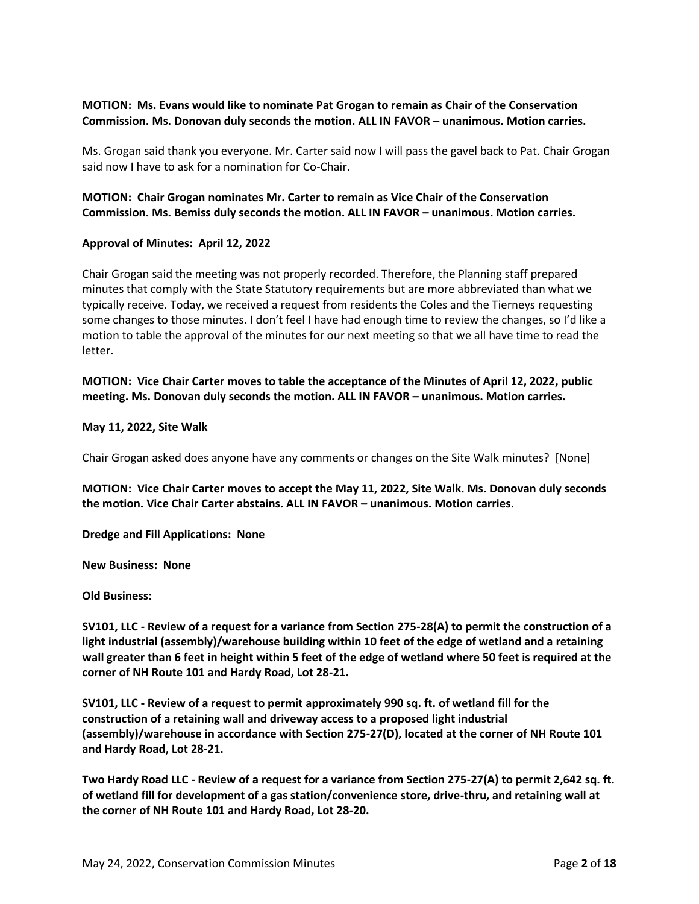**MOTION: Ms. Evans would like to nominate Pat Grogan to remain as Chair of the Conservation Commission. Ms. Donovan duly seconds the motion. ALL IN FAVOR – unanimous. Motion carries.**

Ms. Grogan said thank you everyone. Mr. Carter said now I will pass the gavel back to Pat. Chair Grogan said now I have to ask for a nomination for Co-Chair.

**MOTION: Chair Grogan nominates Mr. Carter to remain as Vice Chair of the Conservation Commission. Ms. Bemiss duly seconds the motion. ALL IN FAVOR – unanimous. Motion carries.**

**Approval of Minutes: April 12, 2022**

Chair Grogan said the meeting was not properly recorded. Therefore, the Planning staff prepared minutes that comply with the State Statutory requirements but are more abbreviated than what we typically receive. Today, we received a request from residents the Coles and the Tierneys requesting some changes to those minutes. I don't feel I have had enough time to review the changes, so I'd like a motion to table the approval of the minutes for our next meeting so that we all have time to read the letter.

**MOTION: Vice Chair Carter moves to table the acceptance of the Minutes of April 12, 2022, public meeting. Ms. Donovan duly seconds the motion. ALL IN FAVOR – unanimous. Motion carries.**

**May 11, 2022, Site Walk**

Chair Grogan asked does anyone have any comments or changes on the Site Walk minutes? [None]

**MOTION: Vice Chair Carter moves to accept the May 11, 2022, Site Walk. Ms. Donovan duly seconds the motion. Vice Chair Carter abstains. ALL IN FAVOR – unanimous. Motion carries.**

**Dredge and Fill Applications: None**

**New Business: None**

**Old Business:**

**SV101, LLC - Review of a request for a variance from Section 275-28(A) to permit the construction of a light industrial (assembly)/warehouse building within 10 feet of the edge of wetland and a retaining wall greater than 6 feet in height within 5 feet of the edge of wetland where 50 feet is required at the corner of NH Route 101 and Hardy Road, Lot 28-21.**

**SV101, LLC - Review of a request to permit approximately 990 sq. ft. of wetland fill for the construction of a retaining wall and driveway access to a proposed light industrial (assembly)/warehouse in accordance with Section 275-27(D), located at the corner of NH Route 101 and Hardy Road, Lot 28-21.**

**Two Hardy Road LLC - Review of a request for a variance from Section 275-27(A) to permit 2,642 sq. ft. of wetland fill for development of a gas station/convenience store, drive-thru, and retaining wall at the corner of NH Route 101 and Hardy Road, Lot 28-20.**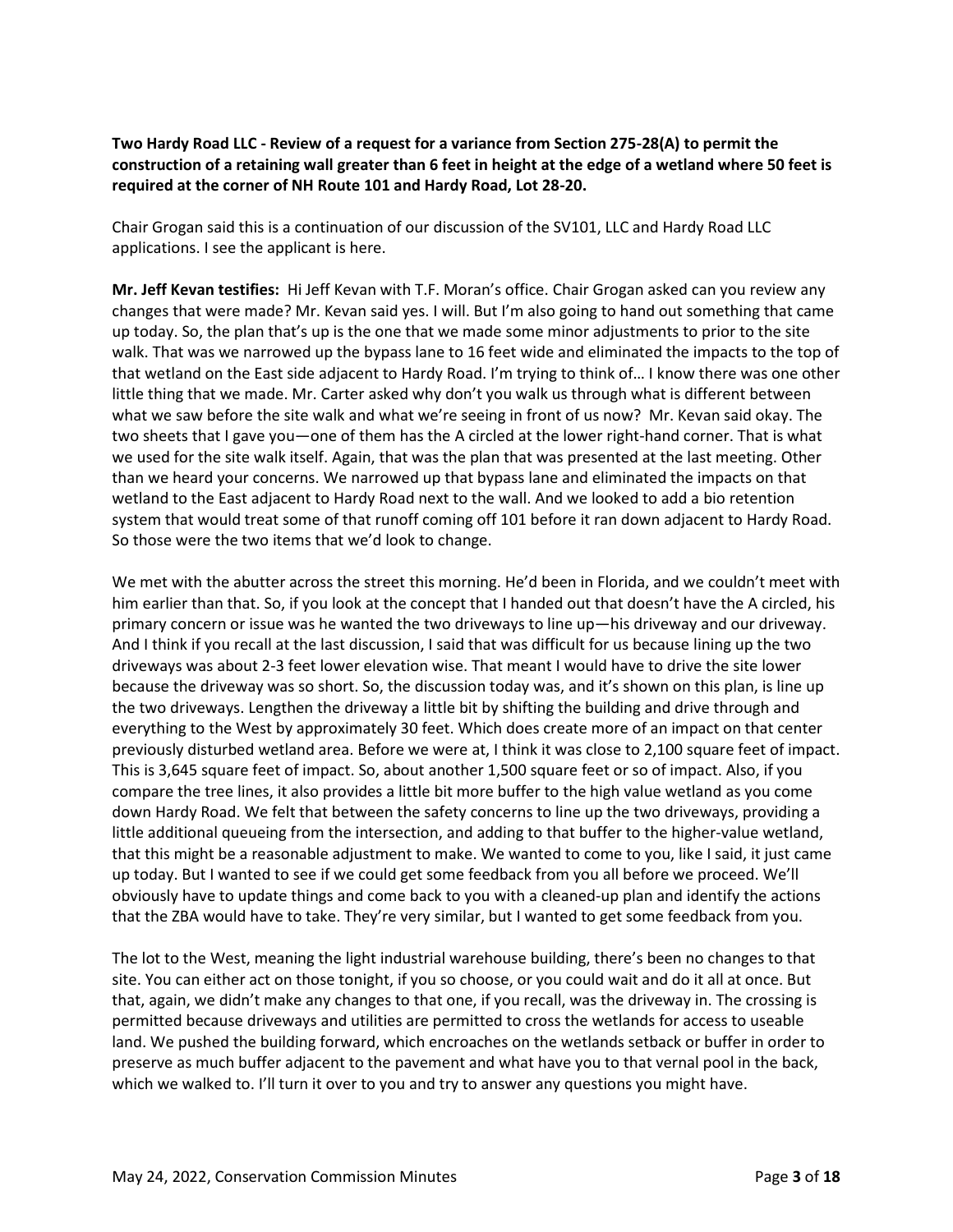**Two Hardy Road LLC - Review of a request for a variance from Section 275-28(A) to permit the construction of a retaining wall greater than 6 feet in height at the edge of a wetland where 50 feet is required at the corner of NH Route 101 and Hardy Road, Lot 28-20.**

Chair Grogan said this is a continuation of our discussion of the SV101, LLC and Hardy Road LLC applications. I see the applicant is here.

**Mr. Jeff Kevan testifies:** Hi Jeff Kevan with T.F. Moran's office. Chair Grogan asked can you review any changes that were made? Mr. Kevan said yes. I will. But I'm also going to hand out something that came up today. So, the plan that's up is the one that we made some minor adjustments to prior to the site walk. That was we narrowed up the bypass lane to 16 feet wide and eliminated the impacts to the top of that wetland on the East side adjacent to Hardy Road. I'm trying to think of… I know there was one other little thing that we made. Mr. Carter asked why don't you walk us through what is different between what we saw before the site walk and what we're seeing in front of us now? Mr. Kevan said okay. The two sheets that I gave you—one of them has the A circled at the lower right-hand corner. That is what we used for the site walk itself. Again, that was the plan that was presented at the last meeting. Other than we heard your concerns. We narrowed up that bypass lane and eliminated the impacts on that wetland to the East adjacent to Hardy Road next to the wall. And we looked to add a bio retention system that would treat some of that runoff coming off 101 before it ran down adjacent to Hardy Road. So those were the two items that we'd look to change.

We met with the abutter across the street this morning. He'd been in Florida, and we couldn't meet with him earlier than that. So, if you look at the concept that I handed out that doesn't have the A circled, his primary concern or issue was he wanted the two driveways to line up—his driveway and our driveway. And I think if you recall at the last discussion, I said that was difficult for us because lining up the two driveways was about 2-3 feet lower elevation wise. That meant I would have to drive the site lower because the driveway was so short. So, the discussion today was, and it's shown on this plan, is line up the two driveways. Lengthen the driveway a little bit by shifting the building and drive through and everything to the West by approximately 30 feet. Which does create more of an impact on that center previously disturbed wetland area. Before we were at, I think it was close to 2,100 square feet of impact. This is 3,645 square feet of impact. So, about another 1,500 square feet or so of impact. Also, if you compare the tree lines, it also provides a little bit more buffer to the high value wetland as you come down Hardy Road. We felt that between the safety concerns to line up the two driveways, providing a little additional queueing from the intersection, and adding to that buffer to the higher-value wetland, that this might be a reasonable adjustment to make. We wanted to come to you, like I said, it just came up today. But I wanted to see if we could get some feedback from you all before we proceed. We'll obviously have to update things and come back to you with a cleaned-up plan and identify the actions that the ZBA would have to take. They're very similar, but I wanted to get some feedback from you.

The lot to the West, meaning the light industrial warehouse building, there's been no changes to that site. You can either act on those tonight, if you so choose, or you could wait and do it all at once. But that, again, we didn't make any changes to that one, if you recall, was the driveway in. The crossing is permitted because driveways and utilities are permitted to cross the wetlands for access to useable land. We pushed the building forward, which encroaches on the wetlands setback or buffer in order to preserve as much buffer adjacent to the pavement and what have you to that vernal pool in the back, which we walked to. I'll turn it over to you and try to answer any questions you might have.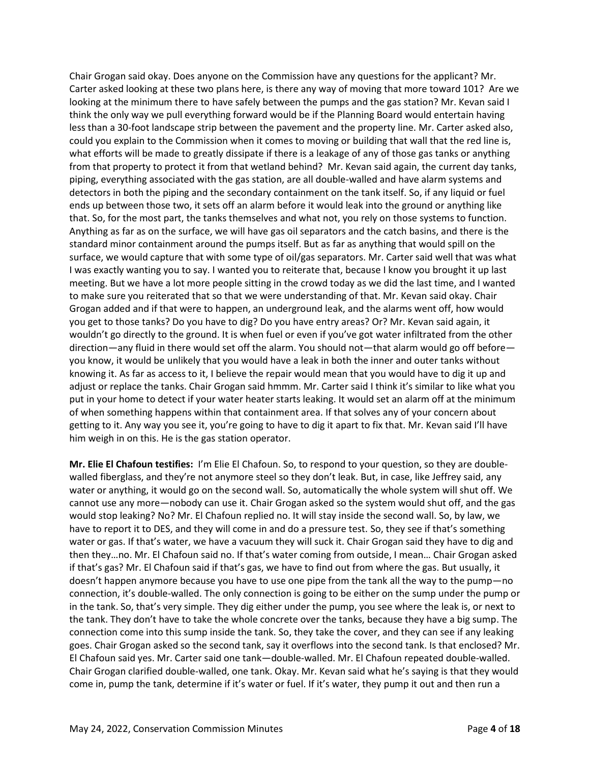Chair Grogan said okay. Does anyone on the Commission have any questions for the applicant? Mr. Carter asked looking at these two plans here, is there any way of moving that more toward 101? Are we looking at the minimum there to have safely between the pumps and the gas station? Mr. Kevan said I think the only way we pull everything forward would be if the Planning Board would entertain having less than a 30-foot landscape strip between the pavement and the property line. Mr. Carter asked also, could you explain to the Commission when it comes to moving or building that wall that the red line is, what efforts will be made to greatly dissipate if there is a leakage of any of those gas tanks or anything from that property to protect it from that wetland behind? Mr. Kevan said again, the current day tanks, piping, everything associated with the gas station, are all double-walled and have alarm systems and detectors in both the piping and the secondary containment on the tank itself. So, if any liquid or fuel ends up between those two, it sets off an alarm before it would leak into the ground or anything like that. So, for the most part, the tanks themselves and what not, you rely on those systems to function. Anything as far as on the surface, we will have gas oil separators and the catch basins, and there is the standard minor containment around the pumps itself. But as far as anything that would spill on the surface, we would capture that with some type of oil/gas separators. Mr. Carter said well that was what I was exactly wanting you to say. I wanted you to reiterate that, because I know you brought it up last meeting. But we have a lot more people sitting in the crowd today as we did the last time, and I wanted to make sure you reiterated that so that we were understanding of that. Mr. Kevan said okay. Chair Grogan added and if that were to happen, an underground leak, and the alarms went off, how would you get to those tanks? Do you have to dig? Do you have entry areas? Or? Mr. Kevan said again, it wouldn't go directly to the ground. It is when fuel or even if you've got water infiltrated from the other direction—any fluid in there would set off the alarm. You should not—that alarm would go off before—you know, it would be unlikely that you would have a leak in both the inner and outer tanks without knowing it. As far as access to it, I believe the repair would mean that you would have to dig it up and adjust or replace the tanks. Chair Grogan said hmmm. Mr. Carter said I think it's similar to like what you put in your home to detect if your water heater starts leaking. It would set an alarm off at the minimum of when something happens within that containment area. If that solves any of your concern about getting to it. Any way you see it, you're going to have to dig it apart to fix that. Mr. Kevan said I'll have him weigh in on this. He is the gas station operator.

**Mr. Elie El Chafoun testifies:** I'm Elie El Chafoun. So, to respond to your question, so they are double-walled fiberglass, and they're not anymore steel so they don't leak. But, in case, like Jeffrey said, any water or anything, it would go on the second wall. So, automatically the whole system will shut off. We cannot use any more—nobody can use it. Chair Grogan asked so the system would shut off, and the gas would stop leaking? No? Mr. El Chafoun replied no. It will stay inside the second wall. So, by law, we have to report it to DES, and they will come in and do a pressure test. So, they see if that's something water or gas. If that's water, we have a vacuum they will suck it. Chair Grogan said they have to dig and then they…no. Mr. El Chafoun said no. If that's water coming from outside, I mean… Chair Grogan asked if that's gas? Mr. El Chafoun said if that's gas, we have to find out from where the gas. But usually, it doesn't happen anymore because you have to use one pipe from the tank all the way to the pump—no connection, it's double-walled. The only connection is going to be either on the sump under the pump or in the tank. So, that's very simple. They dig either under the pump, you see where the leak is, or next to the tank. They don't have to take the whole concrete over the tanks, because they have a big sump. The connection come into this sump inside the tank. So, they take the cover, and they can see if any leaking goes. Chair Grogan asked so the second tank, say it overflows into the second tank. Is that enclosed? Mr. El Chafoun said yes. Mr. Carter said one tank—double-walled. Mr. El Chafoun repeated double-walled. Chair Grogan clarified double-walled, one tank. Okay. Mr. Kevan said what he's saying is that they would come in, pump the tank, determine if it's water or fuel. If it's water, they pump it out and then run a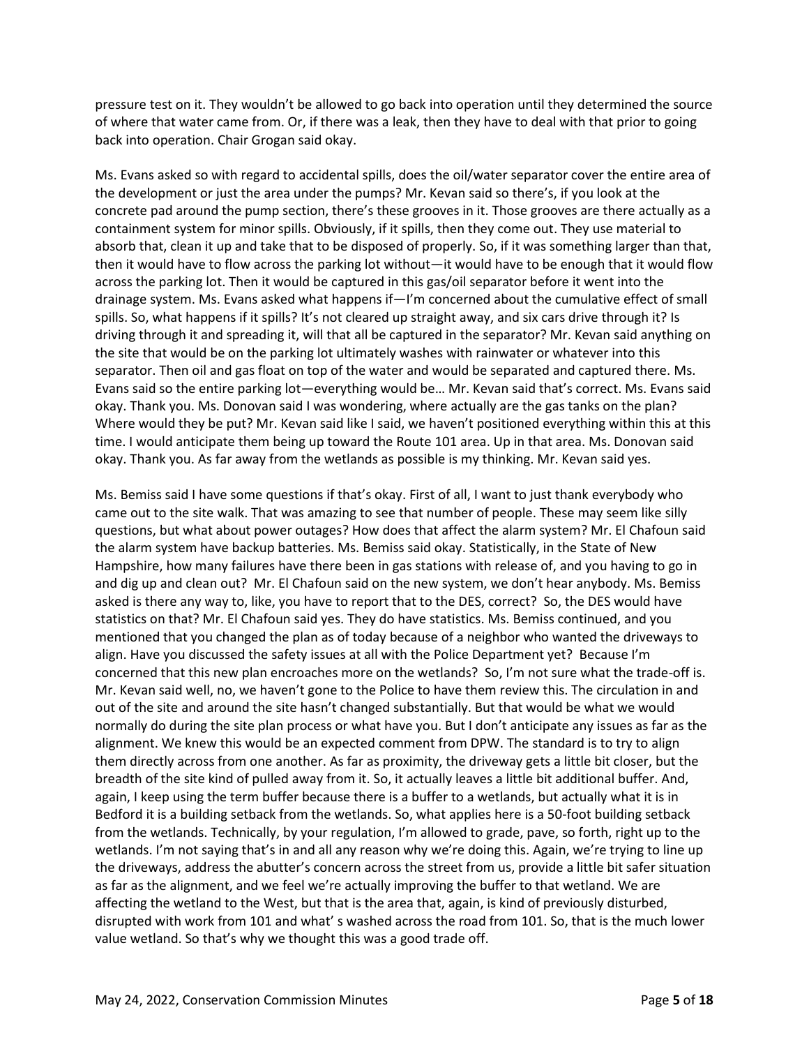pressure test on it. They wouldn't be allowed to go back into operation until they determined the source of where that water came from. Or, if there was a leak, then they have to deal with that prior to going back into operation. Chair Grogan said okay.

Ms. Evans asked so with regard to accidental spills, does the oil/water separator cover the entire area of the development or just the area under the pumps? Mr. Kevan said so there's, if you look at the concrete pad around the pump section, there's these grooves in it. Those grooves are there actually as a containment system for minor spills. Obviously, if it spills, then they come out. They use material to absorb that, clean it up and take that to be disposed of properly. So, if it was something larger than that, then it would have to flow across the parking lot without—it would have to be enough that it would flow across the parking lot. Then it would be captured in this gas/oil separator before it went into the drainage system. Ms. Evans asked what happens if—I'm concerned about the cumulative effect of small spills. So, what happens if it spills? It's not cleared up straight away, and six cars drive through it? Is driving through it and spreading it, will that all be captured in the separator? Mr. Kevan said anything on the site that would be on the parking lot ultimately washes with rainwater or whatever into this separator. Then oil and gas float on top of the water and would be separated and captured there. Ms. Evans said so the entire parking lot—everything would be… Mr. Kevan said that's correct. Ms. Evans said okay. Thank you. Ms. Donovan said I was wondering, where actually are the gas tanks on the plan? Where would they be put? Mr. Kevan said like I said, we haven't positioned everything within this at this time. I would anticipate them being up toward the Route 101 area. Up in that area. Ms. Donovan said okay. Thank you. As far away from the wetlands as possible is my thinking. Mr. Kevan said yes.

Ms. Bemiss said I have some questions if that's okay. First of all, I want to just thank everybody who came out to the site walk. That was amazing to see that number of people. These may seem like silly questions, but what about power outages? How does that affect the alarm system? Mr. El Chafoun said the alarm system have backup batteries. Ms. Bemiss said okay. Statistically, in the State of New Hampshire, how many failures have there been in gas stations with release of, and you having to go in and dig up and clean out? Mr. El Chafoun said on the new system, we don't hear anybody. Ms. Bemiss asked is there any way to, like, you have to report that to the DES, correct? So, the DES would have statistics on that? Mr. El Chafoun said yes. They do have statistics. Ms. Bemiss continued, and you mentioned that you changed the plan as of today because of a neighbor who wanted the driveways to align. Have you discussed the safety issues at all with the Police Department yet? Because I'm concerned that this new plan encroaches more on the wetlands? So, I'm not sure what the trade-off is. Mr. Kevan said well, no, we haven't gone to the Police to have them review this. The circulation in and out of the site and around the site hasn't changed substantially. But that would be what we would normally do during the site plan process or what have you. But I don't anticipate any issues as far as the alignment. We knew this would be an expected comment from DPW. The standard is to try to align them directly across from one another. As far as proximity, the driveway gets a little bit closer, but the breadth of the site kind of pulled away from it. So, it actually leaves a little bit additional buffer. And, again, I keep using the term buffer because there is a buffer to a wetlands, but actually what it is in Bedford it is a building setback from the wetlands. So, what applies here is a 50-foot building setback from the wetlands. Technically, by your regulation, I'm allowed to grade, pave, so forth, right up to the wetlands. I'm not saying that's in and all any reason why we're doing this. Again, we're trying to line up the driveways, address the abutter's concern across the street from us, provide a little bit safer situation as far as the alignment, and we feel we're actually improving the buffer to that wetland. We are affecting the wetland to the West, but that is the area that, again, is kind of previously disturbed, disrupted with work from 101 and what' s washed across the road from 101. So, that is the much lower value wetland. So that's why we thought this was a good trade off.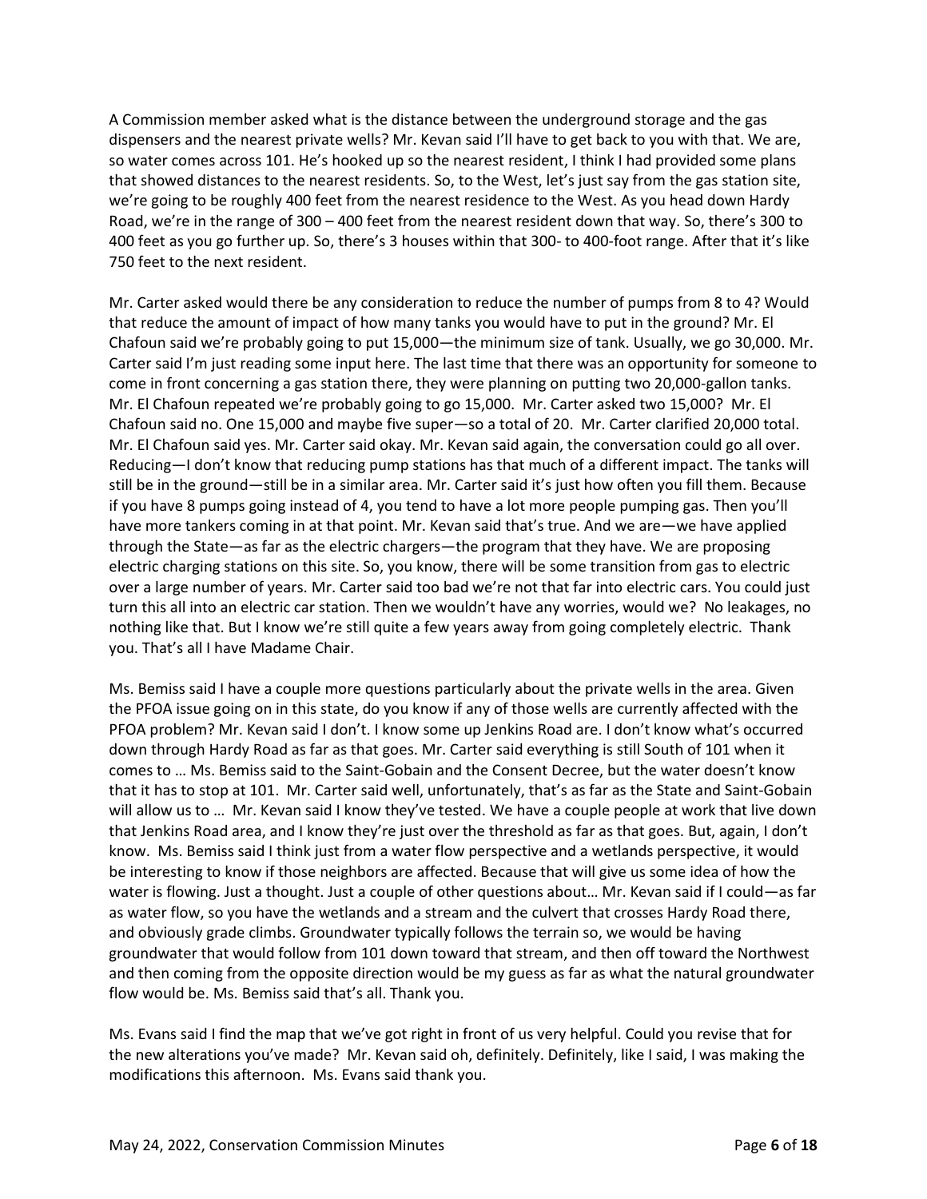A Commission member asked what is the distance between the underground storage and the gas dispensers and the nearest private wells? Mr. Kevan said I'll have to get back to you with that. We are, so water comes across 101. He's hooked up so the nearest resident, I think I had provided some plans that showed distances to the nearest residents. So, to the West, let's just say from the gas station site, we're going to be roughly 400 feet from the nearest residence to the West. As you head down Hardy Road, we're in the range of 300 – 400 feet from the nearest resident down that way. So, there's 300 to 400 feet as you go further up. So, there's 3 houses within that 300- to 400-foot range. After that it's like 750 feet to the next resident.

Mr. Carter asked would there be any consideration to reduce the number of pumps from 8 to 4? Would that reduce the amount of impact of how many tanks you would have to put in the ground? Mr. El Chafoun said we're probably going to put 15,000—the minimum size of tank. Usually, we go 30,000. Mr. Carter said I'm just reading some input here. The last time that there was an opportunity for someone to come in front concerning a gas station there, they were planning on putting two 20,000-gallon tanks. Mr. El Chafoun repeated we're probably going to go 15,000. Mr. Carter asked two 15,000? Mr. El Chafoun said no. One 15,000 and maybe five super—so a total of 20. Mr. Carter clarified 20,000 total. Mr. El Chafoun said yes. Mr. Carter said okay. Mr. Kevan said again, the conversation could go all over. Reducing—I don't know that reducing pump stations has that much of a different impact. The tanks will still be in the ground—still be in a similar area. Mr. Carter said it's just how often you fill them. Because if you have 8 pumps going instead of 4, you tend to have a lot more people pumping gas. Then you'll have more tankers coming in at that point. Mr. Kevan said that's true. And we are—we have applied through the State—as far as the electric chargers—the program that they have. We are proposing electric charging stations on this site. So, you know, there will be some transition from gas to electric over a large number of years. Mr. Carter said too bad we're not that far into electric cars. You could just turn this all into an electric car station. Then we wouldn't have any worries, would we? No leakages, no nothing like that. But I know we're still quite a few years away from going completely electric. Thank you. That's all I have Madame Chair.

Ms. Bemiss said I have a couple more questions particularly about the private wells in the area. Given the PFOA issue going on in this state, do you know if any of those wells are currently affected with the PFOA problem? Mr. Kevan said I don't. I know some up Jenkins Road are. I don't know what's occurred down through Hardy Road as far as that goes. Mr. Carter said everything is still South of 101 when it comes to … Ms. Bemiss said to the Saint-Gobain and the Consent Decree, but the water doesn't know that it has to stop at 101. Mr. Carter said well, unfortunately, that's as far as the State and Saint-Gobain will allow us to … Mr. Kevan said I know they've tested. We have a couple people at work that live down that Jenkins Road area, and I know they're just over the threshold as far as that goes. But, again, I don't know. Ms. Bemiss said I think just from a water flow perspective and a wetlands perspective, it would be interesting to know if those neighbors are affected. Because that will give us some idea of how the water is flowing. Just a thought. Just a couple of other questions about… Mr. Kevan said if I could—as far as water flow, so you have the wetlands and a stream and the culvert that crosses Hardy Road there, and obviously grade climbs. Groundwater typically follows the terrain so, we would be having groundwater that would follow from 101 down toward that stream, and then off toward the Northwest and then coming from the opposite direction would be my guess as far as what the natural groundwater flow would be. Ms. Bemiss said that's all. Thank you.

Ms. Evans said I find the map that we've got right in front of us very helpful. Could you revise that for the new alterations you've made? Mr. Kevan said oh, definitely. Definitely, like I said, I was making the modifications this afternoon. Ms. Evans said thank you.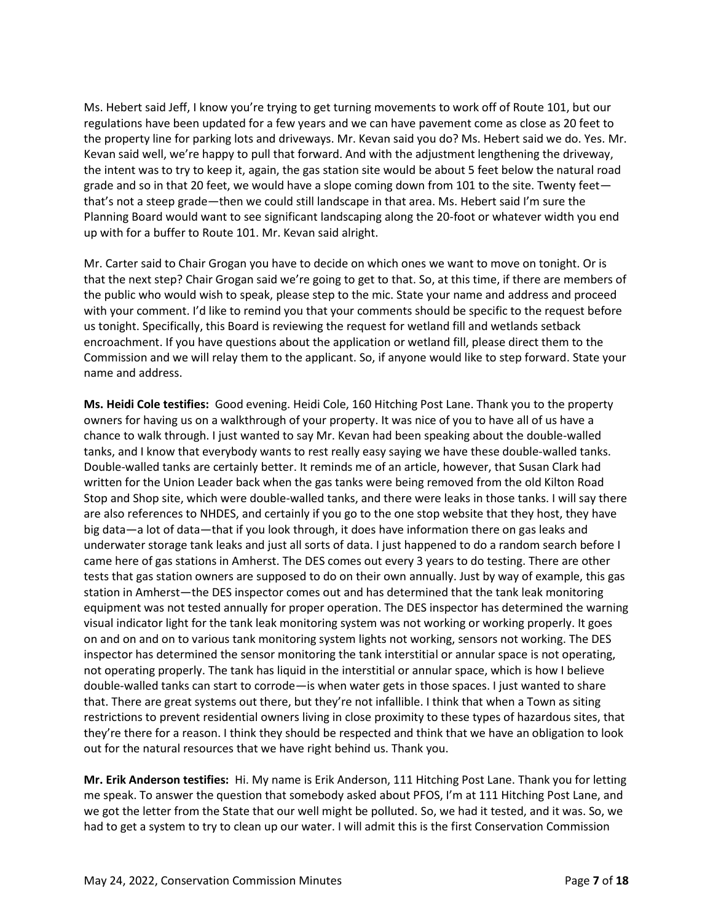Ms. Hebert said Jeff, I know you're trying to get turning movements to work off of Route 101, but our regulations have been updated for a few years and we can have pavement come as close as 20 feet to the property line for parking lots and driveways. Mr. Kevan said you do? Ms. Hebert said we do. Yes. Mr. Kevan said well, we're happy to pull that forward. And with the adjustment lengthening the driveway, the intent was to try to keep it, again, the gas station site would be about 5 feet below the natural road grade and so in that 20 feet, we would have a slope coming down from 101 to the site. Twenty feet—that's not a steep grade—then we could still landscape in that area. Ms. Hebert said I'm sure the Planning Board would want to see significant landscaping along the 20-foot or whatever width you end up with for a buffer to Route 101. Mr. Kevan said alright.

Mr. Carter said to Chair Grogan you have to decide on which ones we want to move on tonight. Or is that the next step? Chair Grogan said we're going to get to that. So, at this time, if there are members of the public who would wish to speak, please step to the mic. State your name and address and proceed with your comment. I'd like to remind you that your comments should be specific to the request before us tonight. Specifically, this Board is reviewing the request for wetland fill and wetlands setback encroachment. If you have questions about the application or wetland fill, please direct them to the Commission and we will relay them to the applicant. So, if anyone would like to step forward. State your name and address.

**Ms. Heidi Cole testifies:** Good evening. Heidi Cole, 160 Hitching Post Lane. Thank you to the property owners for having us on a walkthrough of your property. It was nice of you to have all of us have a chance to walk through. I just wanted to say Mr. Kevan had been speaking about the double-walled tanks, and I know that everybody wants to rest really easy saying we have these double-walled tanks. Double-walled tanks are certainly better. It reminds me of an article, however, that Susan Clark had written for the Union Leader back when the gas tanks were being removed from the old Kilton Road Stop and Shop site, which were double-walled tanks, and there were leaks in those tanks. I will say there are also references to NHDES, and certainly if you go to the one stop website that they host, they have big data—a lot of data—that if you look through, it does have information there on gas leaks and underwater storage tank leaks and just all sorts of data. I just happened to do a random search before I came here of gas stations in Amherst. The DES comes out every 3 years to do testing. There are other tests that gas station owners are supposed to do on their own annually. Just by way of example, this gas station in Amherst—the DES inspector comes out and has determined that the tank leak monitoring equipment was not tested annually for proper operation. The DES inspector has determined the warning visual indicator light for the tank leak monitoring system was not working or working properly. It goes on and on and on to various tank monitoring system lights not working, sensors not working. The DES inspector has determined the sensor monitoring the tank interstitial or annular space is not operating, not operating properly. The tank has liquid in the interstitial or annular space, which is how I believe double-walled tanks can start to corrode—is when water gets in those spaces. I just wanted to share that. There are great systems out there, but they're not infallible. I think that when a Town as siting restrictions to prevent residential owners living in close proximity to these types of hazardous sites, that they're there for a reason. I think they should be respected and think that we have an obligation to look out for the natural resources that we have right behind us. Thank you.

**Mr. Erik Anderson testifies:** Hi. My name is Erik Anderson, 111 Hitching Post Lane. Thank you for letting me speak. To answer the question that somebody asked about PFOS, I'm at 111 Hitching Post Lane, and we got the letter from the State that our well might be polluted. So, we had it tested, and it was. So, we had to get a system to try to clean up our water. I will admit this is the first Conservation Commission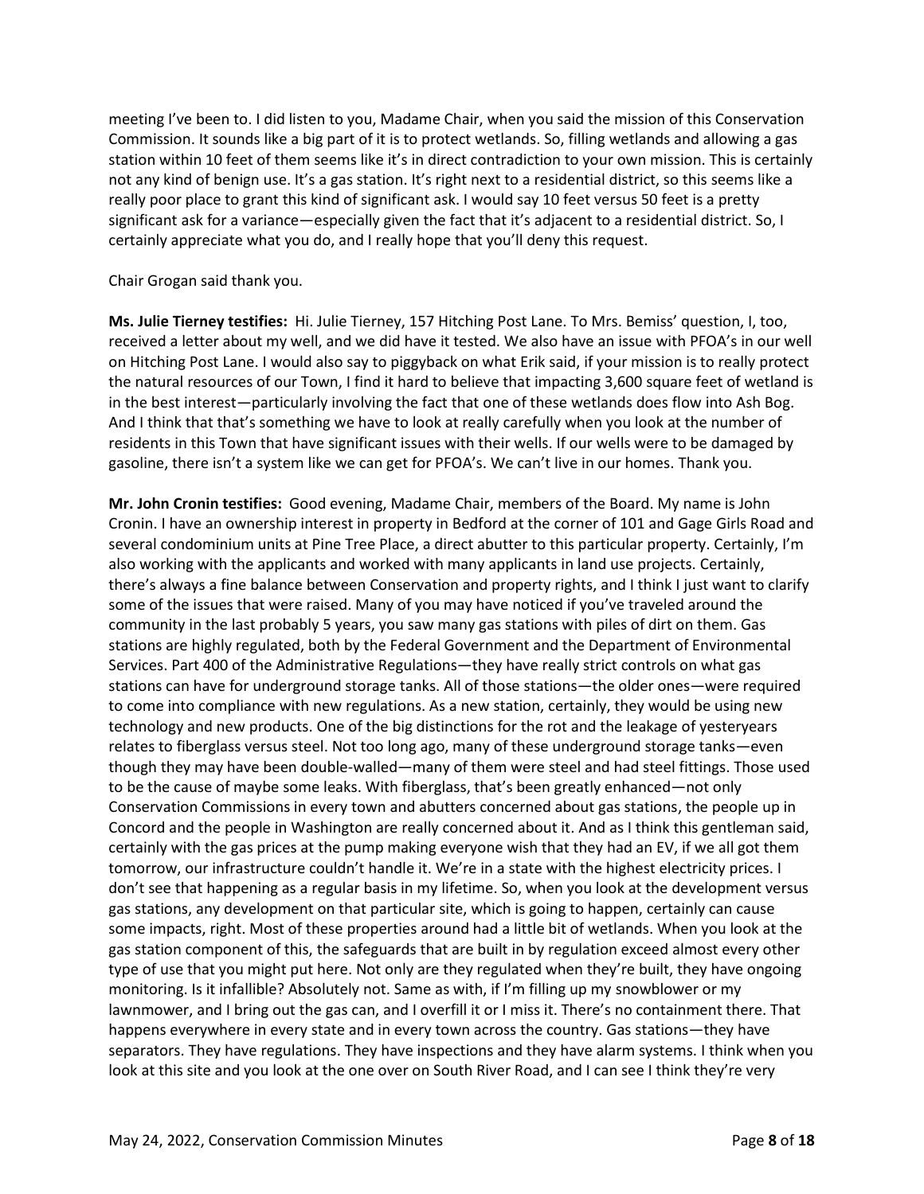meeting I've been to. I did listen to you, Madame Chair, when you said the mission of this Conservation Commission. It sounds like a big part of it is to protect wetlands. So, filling wetlands and allowing a gas station within 10 feet of them seems like it's in direct contradiction to your own mission. This is certainly not any kind of benign use. It's a gas station. It's right next to a residential district, so this seems like a really poor place to grant this kind of significant ask. I would say 10 feet versus 50 feet is a pretty significant ask for a variance—especially given the fact that it's adjacent to a residential district. So, I certainly appreciate what you do, and I really hope that you'll deny this request.

Chair Grogan said thank you.

**Ms. Julie Tierney testifies:** Hi. Julie Tierney, 157 Hitching Post Lane. To Mrs. Bemiss' question, I, too, received a letter about my well, and we did have it tested. We also have an issue with PFOA's in our well on Hitching Post Lane. I would also say to piggyback on what Erik said, if your mission is to really protect the natural resources of our Town, I find it hard to believe that impacting 3,600 square feet of wetland is in the best interest—particularly involving the fact that one of these wetlands does flow into Ash Bog. And I think that that's something we have to look at really carefully when you look at the number of residents in this Town that have significant issues with their wells. If our wells were to be damaged by gasoline, there isn't a system like we can get for PFOA's. We can't live in our homes. Thank you.

**Mr. John Cronin testifies:** Good evening, Madame Chair, members of the Board. My name is John Cronin. I have an ownership interest in property in Bedford at the corner of 101 and Gage Girls Road and several condominium units at Pine Tree Place, a direct abutter to this particular property. Certainly, I'm also working with the applicants and worked with many applicants in land use projects. Certainly, there's always a fine balance between Conservation and property rights, and I think I just want to clarify some of the issues that were raised. Many of you may have noticed if you've traveled around the community in the last probably 5 years, you saw many gas stations with piles of dirt on them. Gas stations are highly regulated, both by the Federal Government and the Department of Environmental Services. Part 400 of the Administrative Regulations—they have really strict controls on what gas stations can have for underground storage tanks. All of those stations—the older ones—were required to come into compliance with new regulations. As a new station, certainly, they would be using new technology and new products. One of the big distinctions for the rot and the leakage of yesteryears relates to fiberglass versus steel. Not too long ago, many of these underground storage tanks—even though they may have been double-walled—many of them were steel and had steel fittings. Those used to be the cause of maybe some leaks. With fiberglass, that's been greatly enhanced—not only Conservation Commissions in every town and abutters concerned about gas stations, the people up in Concord and the people in Washington are really concerned about it. And as I think this gentleman said, certainly with the gas prices at the pump making everyone wish that they had an EV, if we all got them tomorrow, our infrastructure couldn't handle it. We're in a state with the highest electricity prices. I don't see that happening as a regular basis in my lifetime. So, when you look at the development versus gas stations, any development on that particular site, which is going to happen, certainly can cause some impacts, right. Most of these properties around had a little bit of wetlands. When you look at the gas station component of this, the safeguards that are built in by regulation exceed almost every other type of use that you might put here. Not only are they regulated when they're built, they have ongoing monitoring. Is it infallible? Absolutely not. Same as with, if I'm filling up my snowblower or my lawnmower, and I bring out the gas can, and I overfill it or I miss it. There's no containment there. That happens everywhere in every state and in every town across the country. Gas stations—they have separators. They have regulations. They have inspections and they have alarm systems. I think when you look at this site and you look at the one over on South River Road, and I can see I think they're very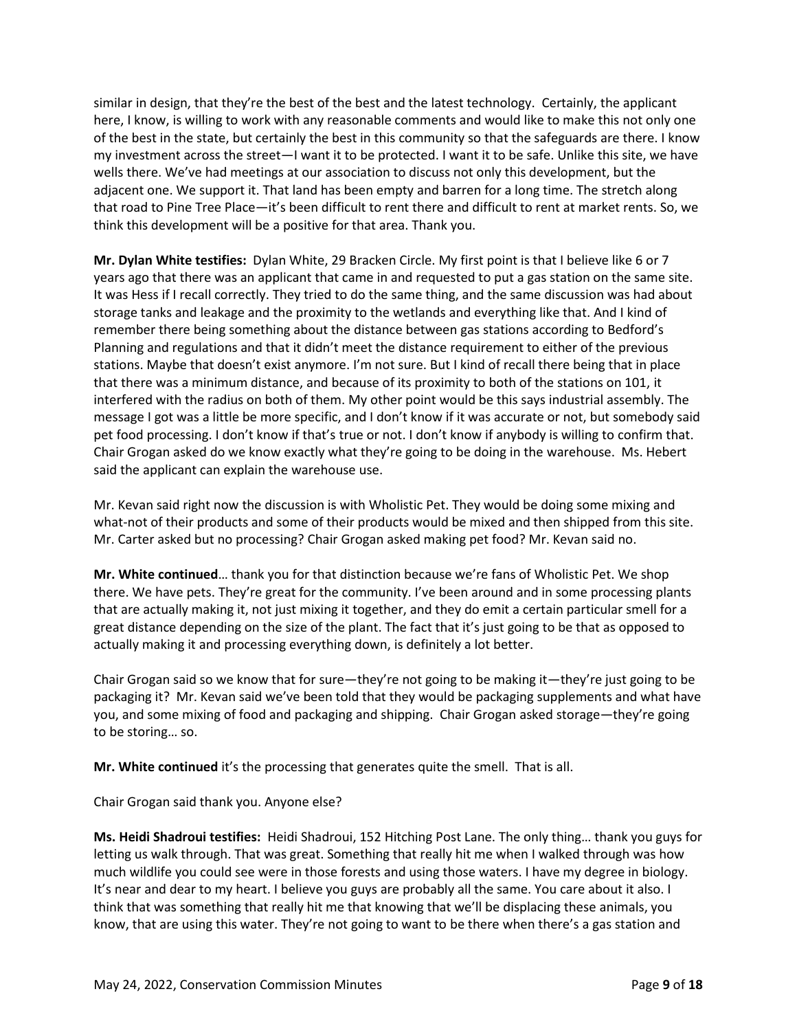similar in design, that they're the best of the best and the latest technology. Certainly, the applicant here, I know, is willing to work with any reasonable comments and would like to make this not only one of the best in the state, but certainly the best in this community so that the safeguards are there. I know my investment across the street—I want it to be protected. I want it to be safe. Unlike this site, we have wells there. We've had meetings at our association to discuss not only this development, but the adjacent one. We support it. That land has been empty and barren for a long time. The stretch along that road to Pine Tree Place—it's been difficult to rent there and difficult to rent at market rents. So, we think this development will be a positive for that area. Thank you.

**Mr. Dylan White testifies:** Dylan White, 29 Bracken Circle. My first point is that I believe like 6 or 7 years ago that there was an applicant that came in and requested to put a gas station on the same site. It was Hess if I recall correctly. They tried to do the same thing, and the same discussion was had about storage tanks and leakage and the proximity to the wetlands and everything like that. And I kind of remember there being something about the distance between gas stations according to Bedford's Planning and regulations and that it didn't meet the distance requirement to either of the previous stations. Maybe that doesn't exist anymore. I'm not sure. But I kind of recall there being that in place that there was a minimum distance, and because of its proximity to both of the stations on 101, it interfered with the radius on both of them. My other point would be this says industrial assembly. The message I got was a little be more specific, and I don't know if it was accurate or not, but somebody said pet food processing. I don't know if that's true or not. I don't know if anybody is willing to confirm that. Chair Grogan asked do we know exactly what they're going to be doing in the warehouse. Ms. Hebert said the applicant can explain the warehouse use.

Mr. Kevan said right now the discussion is with Wholistic Pet. They would be doing some mixing and what-not of their products and some of their products would be mixed and then shipped from this site. Mr. Carter asked but no processing? Chair Grogan asked making pet food? Mr. Kevan said no.

**Mr. White continued**… thank you for that distinction because we're fans of Wholistic Pet. We shop there. We have pets. They're great for the community. I've been around and in some processing plants that are actually making it, not just mixing it together, and they do emit a certain particular smell for a great distance depending on the size of the plant. The fact that it's just going to be that as opposed to actually making it and processing everything down, is definitely a lot better.

Chair Grogan said so we know that for sure—they're not going to be making it—they're just going to be packaging it? Mr. Kevan said we've been told that they would be packaging supplements and what have you, and some mixing of food and packaging and shipping. Chair Grogan asked storage—they're going to be storing… so.

**Mr. White continued** it's the processing that generates quite the smell. That is all.

Chair Grogan said thank you. Anyone else?

**Ms. Heidi Shadroui testifies:** Heidi Shadroui, 152 Hitching Post Lane. The only thing… thank you guys for letting us walk through. That was great. Something that really hit me when I walked through was how much wildlife you could see were in those forests and using those waters. I have my degree in biology. It's near and dear to my heart. I believe you guys are probably all the same. You care about it also. I think that was something that really hit me that knowing that we'll be displacing these animals, you know, that are using this water. They're not going to want to be there when there's a gas station and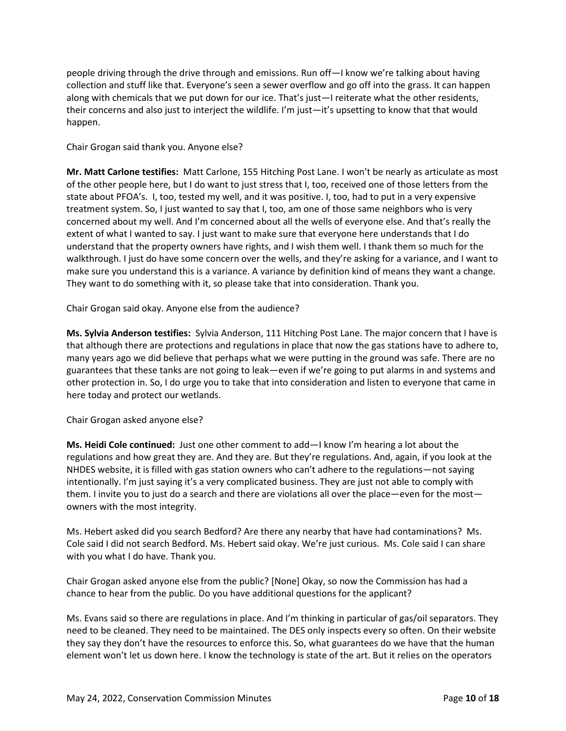people driving through the drive through and emissions. Run off—I know we're talking about having collection and stuff like that. Everyone's seen a sewer overflow and go off into the grass. It can happen along with chemicals that we put down for our ice. That's just—I reiterate what the other residents, their concerns and also just to interject the wildlife. I'm just—it's upsetting to know that that would happen.

Chair Grogan said thank you. Anyone else?

**Mr. Matt Carlone testifies:** Matt Carlone, 155 Hitching Post Lane. I won't be nearly as articulate as most of the other people here, but I do want to just stress that I, too, received one of those letters from the state about PFOA's. I, too, tested my well, and it was positive. I, too, had to put in a very expensive treatment system. So, I just wanted to say that I, too, am one of those same neighbors who is very concerned about my well. And I'm concerned about all the wells of everyone else. And that's really the extent of what I wanted to say. I just want to make sure that everyone here understands that I do understand that the property owners have rights, and I wish them well. I thank them so much for the walkthrough. I just do have some concern over the wells, and they're asking for a variance, and I want to make sure you understand this is a variance. A variance by definition kind of means they want a change. They want to do something with it, so please take that into consideration. Thank you.

Chair Grogan said okay. Anyone else from the audience?

**Ms. Sylvia Anderson testifies:** Sylvia Anderson, 111 Hitching Post Lane. The major concern that I have is that although there are protections and regulations in place that now the gas stations have to adhere to, many years ago we did believe that perhaps what we were putting in the ground was safe. There are no guarantees that these tanks are not going to leak—even if we're going to put alarms in and systems and other protection in. So, I do urge you to take that into consideration and listen to everyone that came in here today and protect our wetlands.

Chair Grogan asked anyone else?

**Ms. Heidi Cole continued:** Just one other comment to add—I know I'm hearing a lot about the regulations and how great they are. And they are. But they're regulations. And, again, if you look at the NHDES website, it is filled with gas station owners who can't adhere to the regulations—not saying intentionally. I'm just saying it's a very complicated business. They are just not able to comply with them. I invite you to just do a search and there are violations all over the place—even for the most—owners with the most integrity.

Ms. Hebert asked did you search Bedford? Are there any nearby that have had contaminations? Ms. Cole said I did not search Bedford. Ms. Hebert said okay. We're just curious. Ms. Cole said I can share with you what I do have. Thank you.

Chair Grogan asked anyone else from the public? [None] Okay, so now the Commission has had a chance to hear from the public. Do you have additional questions for the applicant?

Ms. Evans said so there are regulations in place. And I'm thinking in particular of gas/oil separators. They need to be cleaned. They need to be maintained. The DES only inspects every so often. On their website they say they don't have the resources to enforce this. So, what guarantees do we have that the human element won't let us down here. I know the technology is state of the art. But it relies on the operators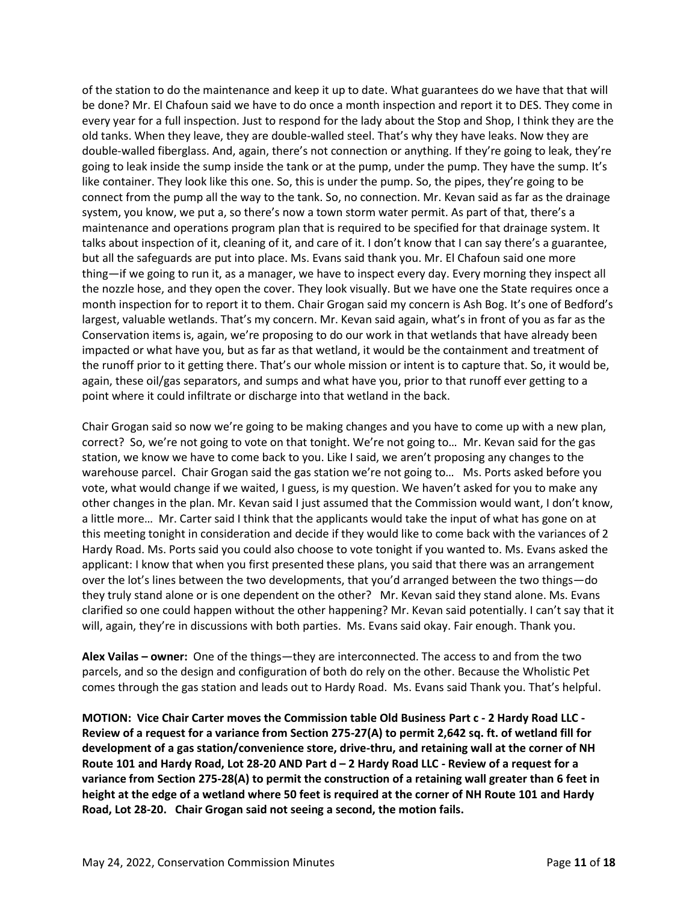of the station to do the maintenance and keep it up to date. What guarantees do we have that that will be done? Mr. El Chafoun said we have to do once a month inspection and report it to DES. They come in every year for a full inspection. Just to respond for the lady about the Stop and Shop, I think they are the old tanks. When they leave, they are double-walled steel. That's why they have leaks. Now they are double-walled fiberglass. And, again, there's not connection or anything. If they're going to leak, they're going to leak inside the sump inside the tank or at the pump, under the pump. They have the sump. It's like container. They look like this one. So, this is under the pump. So, the pipes, they're going to be connect from the pump all the way to the tank. So, no connection. Mr. Kevan said as far as the drainage system, you know, we put a, so there's now a town storm water permit. As part of that, there's a maintenance and operations program plan that is required to be specified for that drainage system. It talks about inspection of it, cleaning of it, and care of it. I don't know that I can say there's a guarantee, but all the safeguards are put into place. Ms. Evans said thank you. Mr. El Chafoun said one more thing—if we going to run it, as a manager, we have to inspect every day. Every morning they inspect all the nozzle hose, and they open the cover. They look visually. But we have one the State requires once a month inspection for to report it to them. Chair Grogan said my concern is Ash Bog. It's one of Bedford's largest, valuable wetlands. That's my concern. Mr. Kevan said again, what's in front of you as far as the Conservation items is, again, we're proposing to do our work in that wetlands that have already been impacted or what have you, but as far as that wetland, it would be the containment and treatment of the runoff prior to it getting there. That's our whole mission or intent is to capture that. So, it would be, again, these oil/gas separators, and sumps and what have you, prior to that runoff ever getting to a point where it could infiltrate or discharge into that wetland in the back.

Chair Grogan said so now we're going to be making changes and you have to come up with a new plan, correct? So, we're not going to vote on that tonight. We're not going to… Mr. Kevan said for the gas station, we know we have to come back to you. Like I said, we aren't proposing any changes to the warehouse parcel. Chair Grogan said the gas station we're not going to… Ms. Ports asked before you vote, what would change if we waited, I guess, is my question. We haven't asked for you to make any other changes in the plan. Mr. Kevan said I just assumed that the Commission would want, I don't know, a little more… Mr. Carter said I think that the applicants would take the input of what has gone on at this meeting tonight in consideration and decide if they would like to come back with the variances of 2 Hardy Road. Ms. Ports said you could also choose to vote tonight if you wanted to. Ms. Evans asked the applicant: I know that when you first presented these plans, you said that there was an arrangement over the lot's lines between the two developments, that you'd arranged between the two things—do they truly stand alone or is one dependent on the other? Mr. Kevan said they stand alone. Ms. Evans clarified so one could happen without the other happening? Mr. Kevan said potentially. I can't say that it will, again, they're in discussions with both parties. Ms. Evans said okay. Fair enough. Thank you.

**Alex Vailas – owner:** One of the things—they are interconnected. The access to and from the two parcels, and so the design and configuration of both do rely on the other. Because the Wholistic Pet comes through the gas station and leads out to Hardy Road. Ms. Evans said Thank you. That's helpful.

**MOTION: Vice Chair Carter moves the Commission table Old Business Part c - 2 Hardy Road LLC - Review of a request for a variance from Section 275-27(A) to permit 2,642 sq. ft. of wetland fill for development of a gas station/convenience store, drive-thru, and retaining wall at the corner of NH Route 101 and Hardy Road, Lot 28-20 AND Part d – 2 Hardy Road LLC - Review of a request for a variance from Section 275-28(A) to permit the construction of a retaining wall greater than 6 feet in height at the edge of a wetland where 50 feet is required at the corner of NH Route 101 and Hardy Road, Lot 28-20. Chair Grogan said not seeing a second, the motion fails.**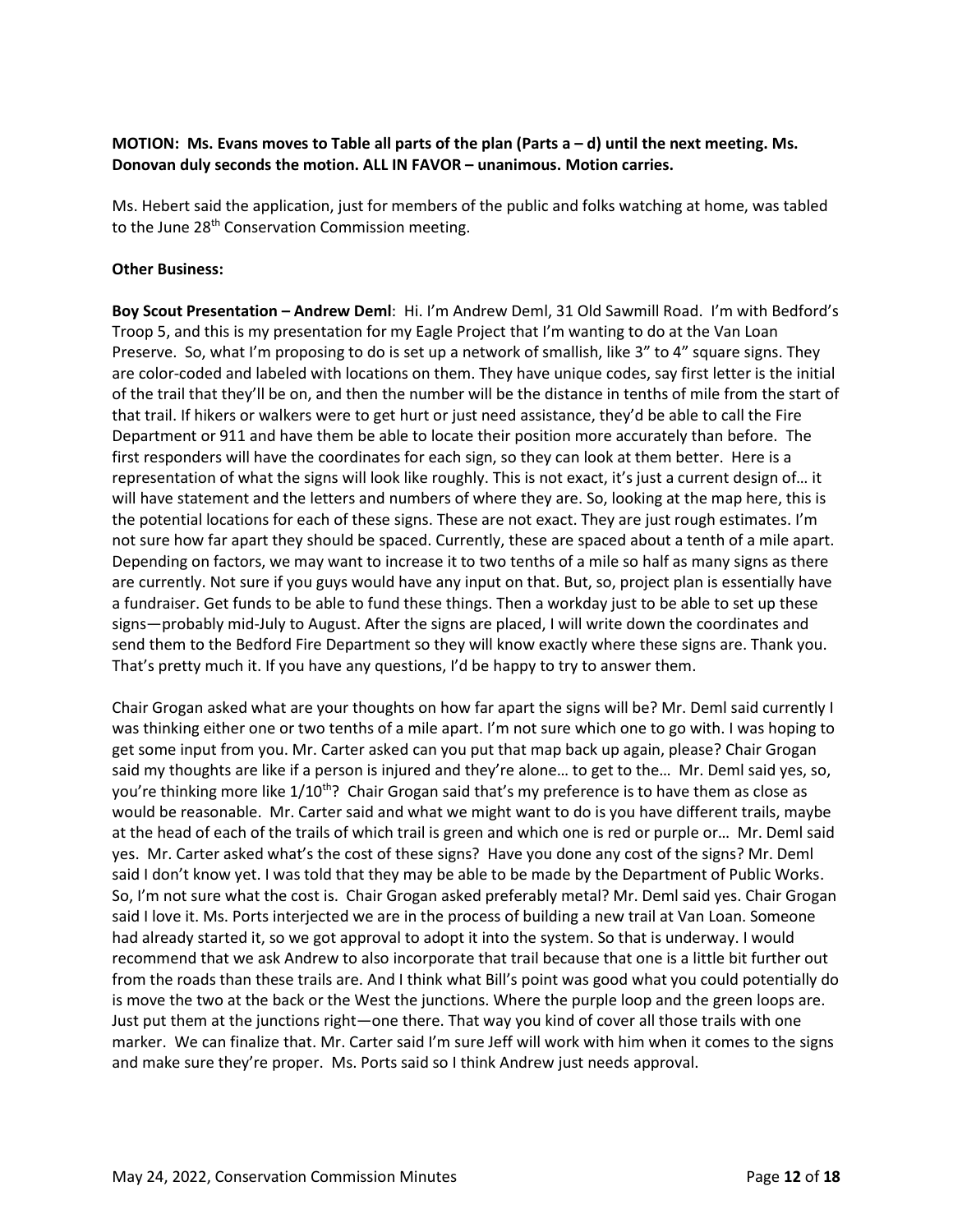**MOTION: Ms. Evans moves to Table all parts of the plan (Parts a – d) until the next meeting. Ms. Donovan duly seconds the motion. ALL IN FAVOR – unanimous. Motion carries.**

Ms. Hebert said the application, just for members of the public and folks watching at home, was tabled to the June 28th Conservation Commission meeting.

**Other Business:**

**Boy Scout Presentation – Andrew Deml**: Hi. I'm Andrew Deml, 31 Old Sawmill Road. I'm with Bedford's Troop 5, and this is my presentation for my Eagle Project that I'm wanting to do at the Van Loan Preserve. So, what I'm proposing to do is set up a network of smallish, like 3" to 4" square signs. They are color-coded and labeled with locations on them. They have unique codes, say first letter is the initial of the trail that they'll be on, and then the number will be the distance in tenths of mile from the start of that trail. If hikers or walkers were to get hurt or just need assistance, they'd be able to call the Fire Department or 911 and have them be able to locate their position more accurately than before. The first responders will have the coordinates for each sign, so they can look at them better. Here is a representation of what the signs will look like roughly. This is not exact, it's just a current design of… it will have statement and the letters and numbers of where they are. So, looking at the map here, this is the potential locations for each of these signs. These are not exact. They are just rough estimates. I'm not sure how far apart they should be spaced. Currently, these are spaced about a tenth of a mile apart. Depending on factors, we may want to increase it to two tenths of a mile so half as many signs as there are currently. Not sure if you guys would have any input on that. But, so, project plan is essentially have a fundraiser. Get funds to be able to fund these things. Then a workday just to be able to set up these signs—probably mid-July to August. After the signs are placed, I will write down the coordinates and send them to the Bedford Fire Department so they will know exactly where these signs are. Thank you. That's pretty much it. If you have any questions, I'd be happy to try to answer them.

Chair Grogan asked what are your thoughts on how far apart the signs will be? Mr. Deml said currently I was thinking either one or two tenths of a mile apart. I'm not sure which one to go with. I was hoping to get some input from you. Mr. Carter asked can you put that map back up again, please? Chair Grogan said my thoughts are like if a person is injured and they're alone… to get to the… Mr. Deml said yes, so, you're thinking more like 1/10th? Chair Grogan said that's my preference is to have them as close as would be reasonable. Mr. Carter said and what we might want to do is you have different trails, maybe at the head of each of the trails of which trail is green and which one is red or purple or… Mr. Deml said yes. Mr. Carter asked what's the cost of these signs? Have you done any cost of the signs? Mr. Deml said I don't know yet. I was told that they may be able to be made by the Department of Public Works. So, I'm not sure what the cost is. Chair Grogan asked preferably metal? Mr. Deml said yes. Chair Grogan said I love it. Ms. Ports interjected we are in the process of building a new trail at Van Loan. Someone had already started it, so we got approval to adopt it into the system. So that is underway. I would recommend that we ask Andrew to also incorporate that trail because that one is a little bit further out from the roads than these trails are. And I think what Bill's point was good what you could potentially do is move the two at the back or the West the junctions. Where the purple loop and the green loops are. Just put them at the junctions right—one there. That way you kind of cover all those trails with one marker. We can finalize that. Mr. Carter said I'm sure Jeff will work with him when it comes to the signs and make sure they're proper. Ms. Ports said so I think Andrew just needs approval.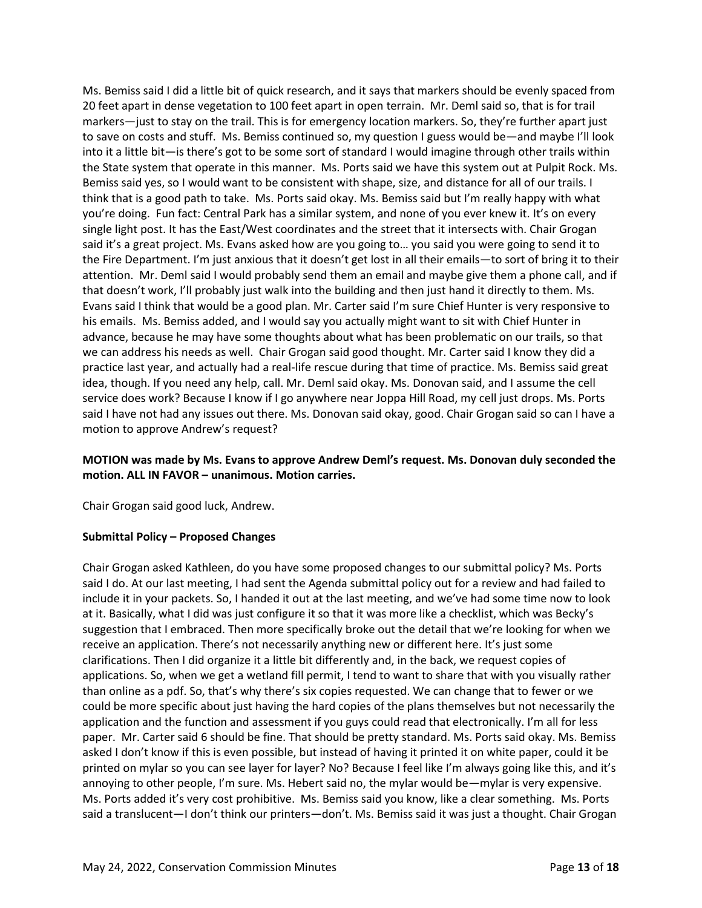Ms. Bemiss said I did a little bit of quick research, and it says that markers should be evenly spaced from 20 feet apart in dense vegetation to 100 feet apart in open terrain. Mr. Deml said so, that is for trail markers—just to stay on the trail. This is for emergency location markers. So, they're further apart just to save on costs and stuff. Ms. Bemiss continued so, my question I guess would be—and maybe I'll look into it a little bit—is there's got to be some sort of standard I would imagine through other trails within the State system that operate in this manner. Ms. Ports said we have this system out at Pulpit Rock. Ms. Bemiss said yes, so I would want to be consistent with shape, size, and distance for all of our trails. I think that is a good path to take. Ms. Ports said okay. Ms. Bemiss said but I'm really happy with what you're doing. Fun fact: Central Park has a similar system, and none of you ever knew it. It's on every single light post. It has the East/West coordinates and the street that it intersects with. Chair Grogan said it's a great project. Ms. Evans asked how are you going to… you said you were going to send it to the Fire Department. I'm just anxious that it doesn't get lost in all their emails—to sort of bring it to their attention. Mr. Deml said I would probably send them an email and maybe give them a phone call, and if that doesn't work, I'll probably just walk into the building and then just hand it directly to them. Ms. Evans said I think that would be a good plan. Mr. Carter said I'm sure Chief Hunter is very responsive to his emails. Ms. Bemiss added, and I would say you actually might want to sit with Chief Hunter in advance, because he may have some thoughts about what has been problematic on our trails, so that we can address his needs as well. Chair Grogan said good thought. Mr. Carter said I know they did a practice last year, and actually had a real-life rescue during that time of practice. Ms. Bemiss said great idea, though. If you need any help, call. Mr. Deml said okay. Ms. Donovan said, and I assume the cell service does work? Because I know if I go anywhere near Joppa Hill Road, my cell just drops. Ms. Ports said I have not had any issues out there. Ms. Donovan said okay, good. Chair Grogan said so can I have a motion to approve Andrew's request?

**MOTION was made by Ms. Evans to approve Andrew Deml's request. Ms. Donovan duly seconded the motion. ALL IN FAVOR – unanimous. Motion carries.**

Chair Grogan said good luck, Andrew.

**Submittal Policy – Proposed Changes**

Chair Grogan asked Kathleen, do you have some proposed changes to our submittal policy? Ms. Ports said I do. At our last meeting, I had sent the Agenda submittal policy out for a review and had failed to include it in your packets. So, I handed it out at the last meeting, and we've had some time now to look at it. Basically, what I did was just configure it so that it was more like a checklist, which was Becky's suggestion that I embraced. Then more specifically broke out the detail that we're looking for when we receive an application. There's not necessarily anything new or different here. It's just some clarifications. Then I did organize it a little bit differently and, in the back, we request copies of applications. So, when we get a wetland fill permit, I tend to want to share that with you visually rather than online as a pdf. So, that's why there's six copies requested. We can change that to fewer or we could be more specific about just having the hard copies of the plans themselves but not necessarily the application and the function and assessment if you guys could read that electronically. I'm all for less paper. Mr. Carter said 6 should be fine. That should be pretty standard. Ms. Ports said okay. Ms. Bemiss asked I don't know if this is even possible, but instead of having it printed it on white paper, could it be printed on mylar so you can see layer for layer? No? Because I feel like I'm always going like this, and it's annoying to other people, I'm sure. Ms. Hebert said no, the mylar would be—mylar is very expensive. Ms. Ports added it's very cost prohibitive. Ms. Bemiss said you know, like a clear something. Ms. Ports said a translucent—I don't think our printers—don't. Ms. Bemiss said it was just a thought. Chair Grogan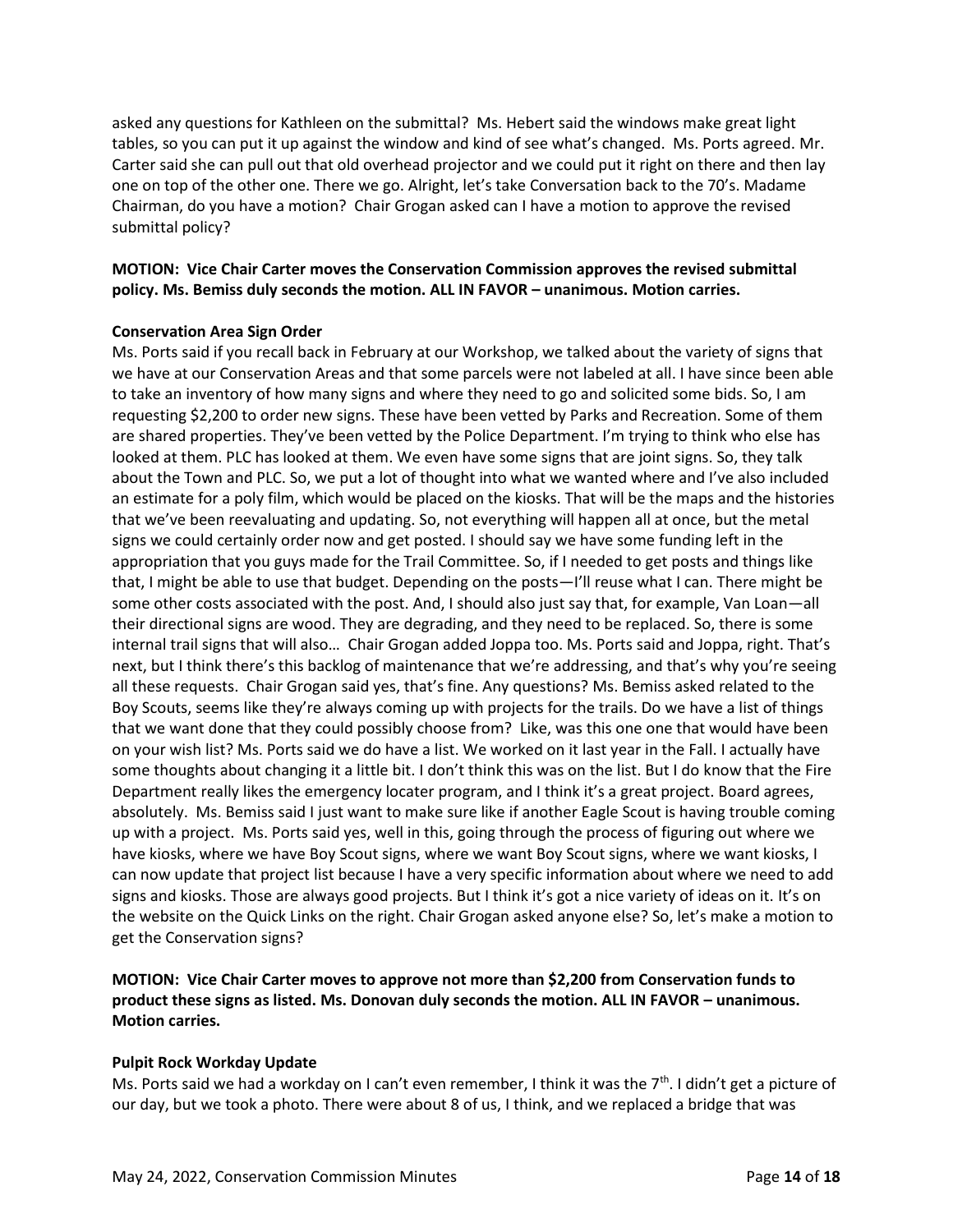asked any questions for Kathleen on the submittal? Ms. Hebert said the windows make great light tables, so you can put it up against the window and kind of see what's changed. Ms. Ports agreed. Mr. Carter said she can pull out that old overhead projector and we could put it right on there and then lay one on top of the other one. There we go. Alright, let's take Conversation back to the 70's. Madame Chairman, do you have a motion? Chair Grogan asked can I have a motion to approve the revised submittal policy?

**MOTION: Vice Chair Carter moves the Conservation Commission approves the revised submittal policy. Ms. Bemiss duly seconds the motion. ALL IN FAVOR – unanimous. Motion carries.**

**Conservation Area Sign Order**

Ms. Ports said if you recall back in February at our Workshop, we talked about the variety of signs that we have at our Conservation Areas and that some parcels were not labeled at all. I have since been able to take an inventory of how many signs and where they need to go and solicited some bids. So, I am requesting $2,200 to order new signs. These have been vetted by Parks and Recreation. Some of them are shared properties. They've been vetted by the Police Department. I'm trying to think who else has looked at them. PLC has looked at them. We even have some signs that are joint signs. So, they talk about the Town and PLC. So, we put a lot of thought into what we wanted where and I've also included an estimate for a poly film, which would be placed on the kiosks. That will be the maps and the histories that we've been reevaluating and updating. So, not everything will happen all at once, but the metal signs we could certainly order now and get posted. I should say we have some funding left in the appropriation that you guys made for the Trail Committee. So, if I needed to get posts and things like that, I might be able to use that budget. Depending on the posts—I'll reuse what I can. There might be some other costs associated with the post. And, I should also just say that, for example, Van Loan—all their directional signs are wood. They are degrading, and they need to be replaced. So, there is some internal trail signs that will also… Chair Grogan added Joppa too. Ms. Ports said and Joppa, right. That's next, but I think there's this backlog of maintenance that we're addressing, and that's why you're seeing all these requests. Chair Grogan said yes, that's fine. Any questions? Ms. Bemiss asked related to the Boy Scouts, seems like they're always coming up with projects for the trails. Do we have a list of things that we want done that they could possibly choose from? Like, was this one one that would have been on your wish list? Ms. Ports said we do have a list. We worked on it last year in the Fall. I actually have some thoughts about changing it a little bit. I don't think this was on the list. But I do know that the Fire Department really likes the emergency locater program, and I think it's a great project. Board agrees, absolutely. Ms. Bemiss said I just want to make sure like if another Eagle Scout is having trouble coming up with a project. Ms. Ports said yes, well in this, going through the process of figuring out where we have kiosks, where we have Boy Scout signs, where we want Boy Scout signs, where we want kiosks, I can now update that project list because I have a very specific information about where we need to add signs and kiosks. Those are always good projects. But I think it's got a nice variety of ideas on it. It's on the website on the Quick Links on the right. Chair Grogan asked anyone else? So, let's make a motion to get the Conservation signs?

**MOTION: Vice Chair Carter moves to approve not more than $2,200 from Conservation funds to product these signs as listed. Ms. Donovan duly seconds the motion. ALL IN FAVOR – unanimous. Motion carries.**

**Pulpit Rock Workday Update**

Ms. Ports said we had a workday on I can't even remember, I think it was the 7th. I didn't get a picture of our day, but we took a photo. There were about 8 of us, I think, and we replaced a bridge that was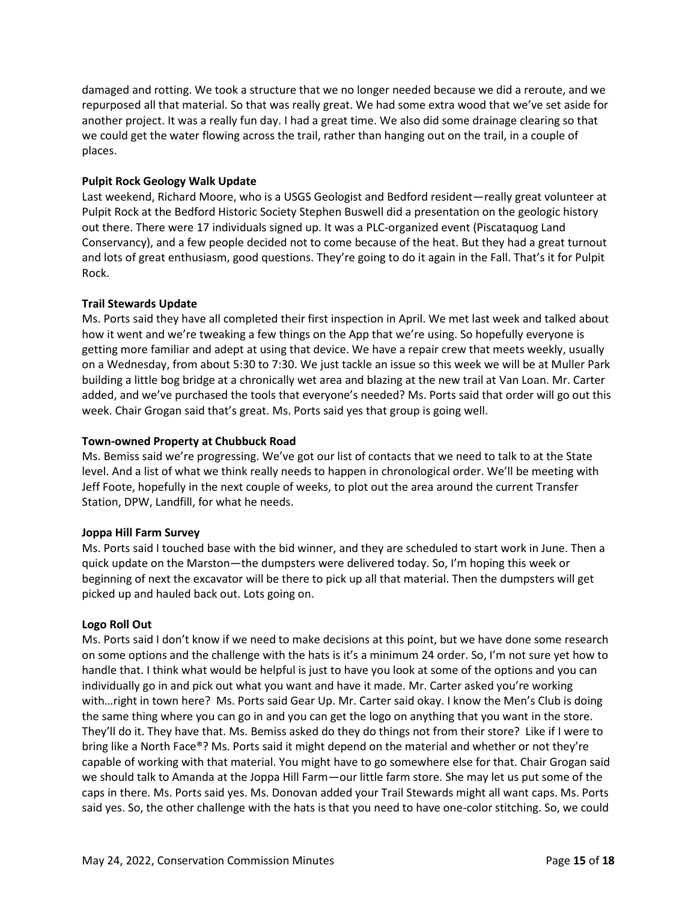damaged and rotting. We took a structure that we no longer needed because we did a reroute, and we repurposed all that material. So that was really great. We had some extra wood that we've set aside for another project. It was a really fun day. I had a great time. We also did some drainage clearing so that we could get the water flowing across the trail, rather than hanging out on the trail, in a couple of places.

**Pulpit Rock Geology Walk Update**

Last weekend, Richard Moore, who is a USGS Geologist and Bedford resident—really great volunteer at Pulpit Rock at the Bedford Historic Society Stephen Buswell did a presentation on the geologic history out there. There were 17 individuals signed up. It was a PLC-organized event (Piscataquog Land Conservancy), and a few people decided not to come because of the heat. But they had a great turnout and lots of great enthusiasm, good questions. They're going to do it again in the Fall. That's it for Pulpit Rock.

**Trail Stewards Update**

Ms. Ports said they have all completed their first inspection in April. We met last week and talked about how it went and we're tweaking a few things on the App that we're using. So hopefully everyone is getting more familiar and adept at using that device. We have a repair crew that meets weekly, usually on a Wednesday, from about 5:30 to 7:30. We just tackle an issue so this week we will be at Muller Park building a little bog bridge at a chronically wet area and blazing at the new trail at Van Loan. Mr. Carter added, and we've purchased the tools that everyone's needed? Ms. Ports said that order will go out this week. Chair Grogan said that's great. Ms. Ports said yes that group is going well.

**Town-owned Property at Chubbuck Road**

Ms. Bemiss said we're progressing. We've got our list of contacts that we need to talk to at the State level. And a list of what we think really needs to happen in chronological order. We'll be meeting with Jeff Foote, hopefully in the next couple of weeks, to plot out the area around the current Transfer Station, DPW, Landfill, for what he needs.

**Joppa Hill Farm Survey**

Ms. Ports said I touched base with the bid winner, and they are scheduled to start work in June. Then a quick update on the Marston—the dumpsters were delivered today. So, I'm hoping this week or beginning of next the excavator will be there to pick up all that material. Then the dumpsters will get picked up and hauled back out. Lots going on.

**Logo Roll Out**

Ms. Ports said I don't know if we need to make decisions at this point, but we have done some research on some options and the challenge with the hats is it's a minimum 24 order. So, I'm not sure yet how to handle that. I think what would be helpful is just to have you look at some of the options and you can individually go in and pick out what you want and have it made. Mr. Carter asked you're working with…right in town here? Ms. Ports said Gear Up. Mr. Carter said okay. I know the Men's Club is doing the same thing where you can go in and you can get the logo on anything that you want in the store. They'll do it. They have that. Ms. Bemiss asked do they do things not from their store? Like if I were to bring like a North Face®? Ms. Ports said it might depend on the material and whether or not they're capable of working with that material. You might have to go somewhere else for that. Chair Grogan said we should talk to Amanda at the Joppa Hill Farm—our little farm store. She may let us put some of the caps in there. Ms. Ports said yes. Ms. Donovan added your Trail Stewards might all want caps. Ms. Ports said yes. So, the other challenge with the hats is that you need to have one-color stitching. So, we could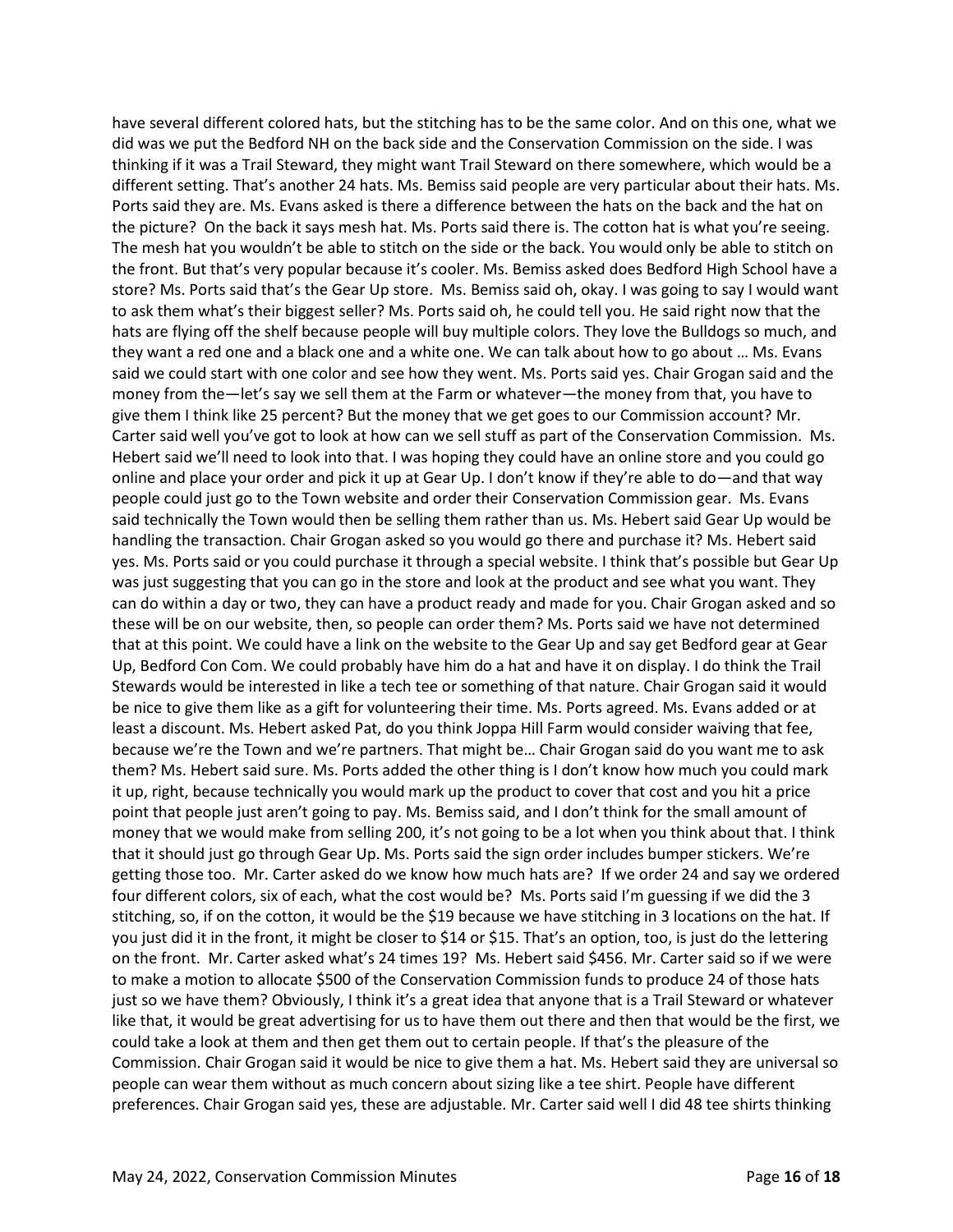have several different colored hats, but the stitching has to be the same color. And on this one, what we did was we put the Bedford NH on the back side and the Conservation Commission on the side. I was thinking if it was a Trail Steward, they might want Trail Steward on there somewhere, which would be a different setting. That's another 24 hats. Ms. Bemiss said people are very particular about their hats. Ms. Ports said they are. Ms. Evans asked is there a difference between the hats on the back and the hat on the picture? On the back it says mesh hat. Ms. Ports said there is. The cotton hat is what you're seeing. The mesh hat you wouldn't be able to stitch on the side or the back. You would only be able to stitch on the front. But that's very popular because it's cooler. Ms. Bemiss asked does Bedford High School have a store? Ms. Ports said that's the Gear Up store. Ms. Bemiss said oh, okay. I was going to say I would want to ask them what's their biggest seller? Ms. Ports said oh, he could tell you. He said right now that the hats are flying off the shelf because people will buy multiple colors. They love the Bulldogs so much, and they want a red one and a black one and a white one. We can talk about how to go about … Ms. Evans said we could start with one color and see how they went. Ms. Ports said yes. Chair Grogan said and the money from the—let's say we sell them at the Farm or whatever—the money from that, you have to give them I think like 25 percent? But the money that we get goes to our Commission account? Mr. Carter said well you've got to look at how can we sell stuff as part of the Conservation Commission. Ms. Hebert said we'll need to look into that. I was hoping they could have an online store and you could go online and place your order and pick it up at Gear Up. I don't know if they're able to do—and that way people could just go to the Town website and order their Conservation Commission gear. Ms. Evans said technically the Town would then be selling them rather than us. Ms. Hebert said Gear Up would be handling the transaction. Chair Grogan asked so you would go there and purchase it? Ms. Hebert said yes. Ms. Ports said or you could purchase it through a special website. I think that's possible but Gear Up was just suggesting that you can go in the store and look at the product and see what you want. They can do within a day or two, they can have a product ready and made for you. Chair Grogan asked and so these will be on our website, then, so people can order them? Ms. Ports said we have not determined that at this point. We could have a link on the website to the Gear Up and say get Bedford gear at Gear Up, Bedford Con Com. We could probably have him do a hat and have it on display. I do think the Trail Stewards would be interested in like a tech tee or something of that nature. Chair Grogan said it would be nice to give them like as a gift for volunteering their time. Ms. Ports agreed. Ms. Evans added or at least a discount. Ms. Hebert asked Pat, do you think Joppa Hill Farm would consider waiving that fee, because we're the Town and we're partners. That might be… Chair Grogan said do you want me to ask them? Ms. Hebert said sure. Ms. Ports added the other thing is I don't know how much you could mark it up, right, because technically you would mark up the product to cover that cost and you hit a price point that people just aren't going to pay. Ms. Bemiss said, and I don't think for the small amount of money that we would make from selling 200, it's not going to be a lot when you think about that. I think that it should just go through Gear Up. Ms. Ports said the sign order includes bumper stickers. We're getting those too. Mr. Carter asked do we know how much hats are? If we order 24 and say we ordered four different colors, six of each, what the cost would be? Ms. Ports said I'm guessing if we did the 3 stitching, so, if on the cotton, it would be the $19 because we have stitching in 3 locations on the hat. If you just did it in the front, it might be closer to $14 or $15. That's an option, too, is just do the lettering on the front. Mr. Carter asked what's 24 times 19? Ms. Hebert said $456. Mr. Carter said so if we were to make a motion to allocate $500 of the Conservation Commission funds to produce 24 of those hats just so we have them? Obviously, I think it's a great idea that anyone that is a Trail Steward or whatever like that, it would be great advertising for us to have them out there and then that would be the first, we could take a look at them and then get them out to certain people. If that's the pleasure of the Commission. Chair Grogan said it would be nice to give them a hat. Ms. Hebert said they are universal so people can wear them without as much concern about sizing like a tee shirt. People have different preferences. Chair Grogan said yes, these are adjustable. Mr. Carter said well I did 48 tee shirts thinking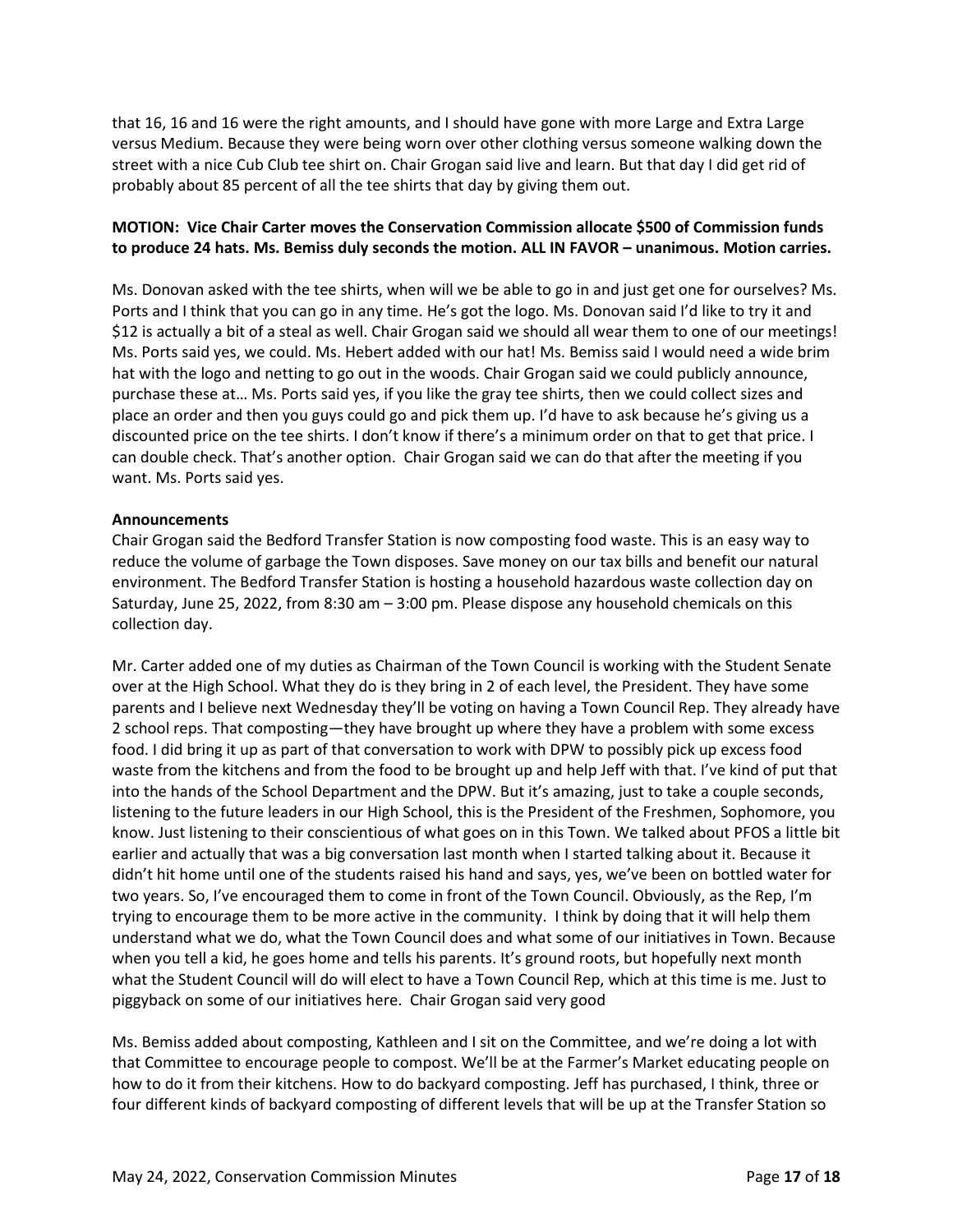that 16, 16 and 16 were the right amounts, and I should have gone with more Large and Extra Large versus Medium. Because they were being worn over other clothing versus someone walking down the street with a nice Cub Club tee shirt on. Chair Grogan said live and learn. But that day I did get rid of probably about 85 percent of all the tee shirts that day by giving them out.

**MOTION: Vice Chair Carter moves the Conservation Commission allocate $500 of Commission funds to produce 24 hats. Ms. Bemiss duly seconds the motion. ALL IN FAVOR – unanimous. Motion carries.**

Ms. Donovan asked with the tee shirts, when will we be able to go in and just get one for ourselves? Ms. Ports and I think that you can go in any time. He's got the logo. Ms. Donovan said I'd like to try it and $12 is actually a bit of a steal as well. Chair Grogan said we should all wear them to one of our meetings! Ms. Ports said yes, we could. Ms. Hebert added with our hat! Ms. Bemiss said I would need a wide brim hat with the logo and netting to go out in the woods. Chair Grogan said we could publicly announce, purchase these at… Ms. Ports said yes, if you like the gray tee shirts, then we could collect sizes and place an order and then you guys could go and pick them up. I'd have to ask because he's giving us a discounted price on the tee shirts. I don't know if there's a minimum order on that to get that price. I can double check. That's another option. Chair Grogan said we can do that after the meeting if you want. Ms. Ports said yes.

**Announcements**

Chair Grogan said the Bedford Transfer Station is now composting food waste. This is an easy way to reduce the volume of garbage the Town disposes. Save money on our tax bills and benefit our natural environment. The Bedford Transfer Station is hosting a household hazardous waste collection day on Saturday, June 25, 2022, from 8:30 am – 3:00 pm. Please dispose any household chemicals on this collection day.

Mr. Carter added one of my duties as Chairman of the Town Council is working with the Student Senate over at the High School. What they do is they bring in 2 of each level, the President. They have some parents and I believe next Wednesday they'll be voting on having a Town Council Rep. They already have 2 school reps. That composting—they have brought up where they have a problem with some excess food. I did bring it up as part of that conversation to work with DPW to possibly pick up excess food waste from the kitchens and from the food to be brought up and help Jeff with that. I've kind of put that into the hands of the School Department and the DPW. But it's amazing, just to take a couple seconds, listening to the future leaders in our High School, this is the President of the Freshmen, Sophomore, you know. Just listening to their conscientious of what goes on in this Town. We talked about PFOS a little bit earlier and actually that was a big conversation last month when I started talking about it. Because it didn't hit home until one of the students raised his hand and says, yes, we've been on bottled water for two years. So, I've encouraged them to come in front of the Town Council. Obviously, as the Rep, I'm trying to encourage them to be more active in the community. I think by doing that it will help them understand what we do, what the Town Council does and what some of our initiatives in Town. Because when you tell a kid, he goes home and tells his parents. It's ground roots, but hopefully next month what the Student Council will do will elect to have a Town Council Rep, which at this time is me. Just to piggyback on some of our initiatives here. Chair Grogan said very good

Ms. Bemiss added about composting, Kathleen and I sit on the Committee, and we're doing a lot with that Committee to encourage people to compost. We'll be at the Farmer's Market educating people on how to do it from their kitchens. How to do backyard composting. Jeff has purchased, I think, three or four different kinds of backyard composting of different levels that will be up at the Transfer Station so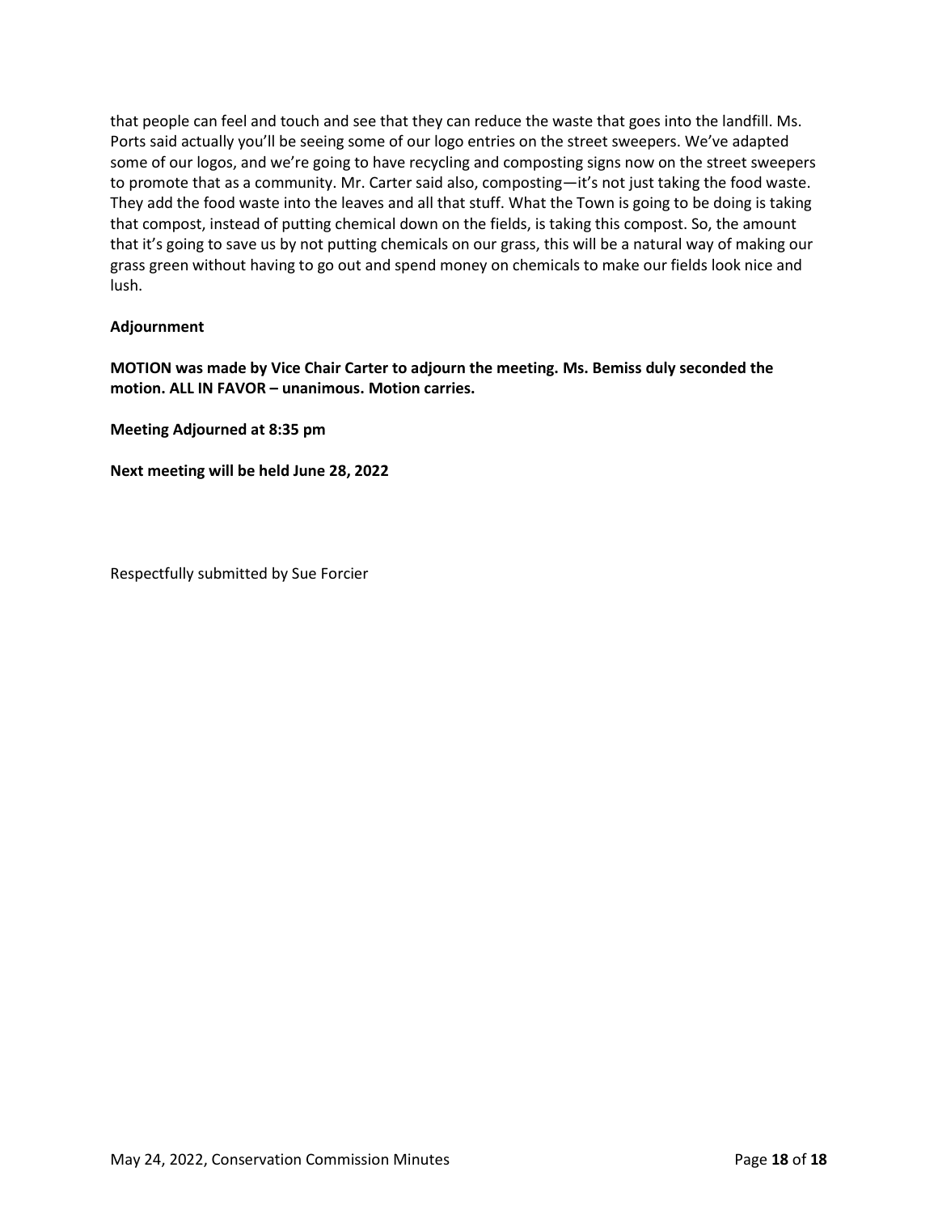that people can feel and touch and see that they can reduce the waste that goes into the landfill. Ms. Ports said actually you'll be seeing some of our logo entries on the street sweepers. We've adapted some of our logos, and we're going to have recycling and composting signs now on the street sweepers to promote that as a community. Mr. Carter said also, composting—it's not just taking the food waste. They add the food waste into the leaves and all that stuff. What the Town is going to be doing is taking that compost, instead of putting chemical down on the fields, is taking this compost. So, the amount that it's going to save us by not putting chemicals on our grass, this will be a natural way of making our grass green without having to go out and spend money on chemicals to make our fields look nice and lush.

**Adjournment**

**MOTION was made by Vice Chair Carter to adjourn the meeting. Ms. Bemiss duly seconded the motion. ALL IN FAVOR – unanimous. Motion carries.**

**Meeting Adjourned at 8:35 pm**

**Next meeting will be held June 28, 2022**

Respectfully submitted by Sue Forcier